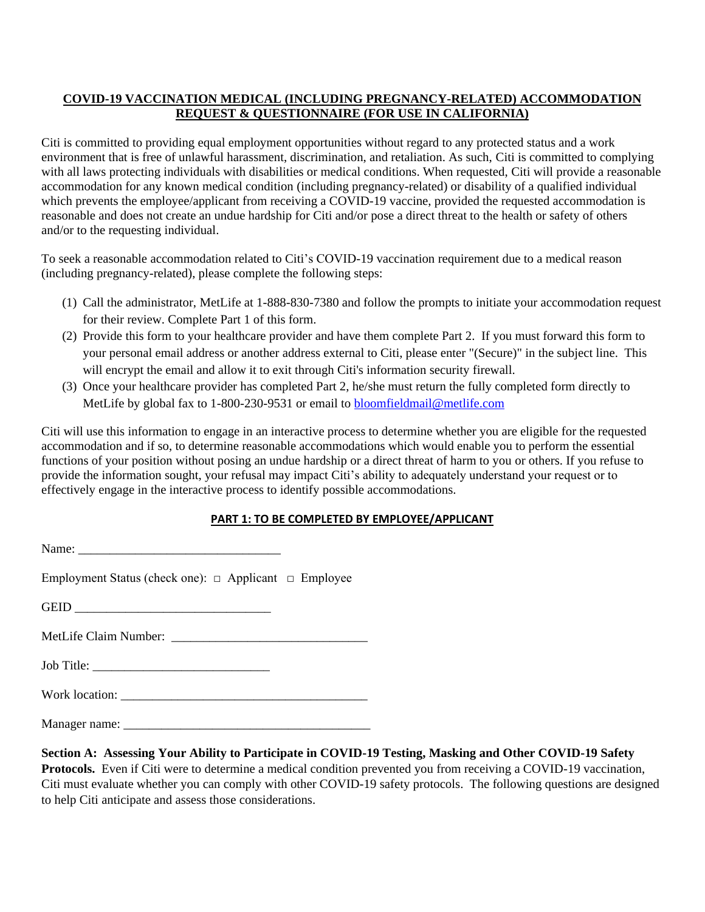**COVID-19 VACCINATION MEDICAL (INCLUDING PREGNANCY-RELATED) ACCOMMODATION REQUEST & QUESTIONNAIRE (FOR USE IN CALIFORNIA)**

Citi is committed to providing equal employment opportunities without regard to any protected status and a work environment that is free of unlawful harassment, discrimination, and retaliation. As such, Citi is committed to complying with all laws protecting individuals with disabilities or medical conditions. When requested, Citi will provide a reasonable accommodation for any known medical condition (including pregnancy-related) or disability of a qualified individual which prevents the employee/applicant from receiving a COVID-19 vaccine, provided the requested accommodation is reasonable and does not create an undue hardship for Citi and/or pose a direct threat to the health or safety of others and/or to the requesting individual.

To seek a reasonable accommodation related to Citi's COVID-19 vaccination requirement due to a medical reason (including pregnancy-related), please complete the following steps:

(1) Call the administrator, MetLife at 1-888-830-7380 and follow the prompts to initiate your accommodation request for their review. Complete Part 1 of this form.

(2) Provide this form to your healthcare provider and have them complete Part 2. If you must forward this form to your personal email address or another address external to Citi, please enter "(Secure)" in the subject line. This will encrypt the email and allow it to exit through Citi's information security firewall.

(3) Once your healthcare provider has completed Part 2, he/she must return the fully completed form directly to MetLife by global fax to 1-800-230-9531 or email to bloomfieldmail@metlife.com

Citi will use this information to engage in an interactive process to determine whether you are eligible for the requested accommodation and if so, to determine reasonable accommodations which would enable you to perform the essential functions of your position without posing an undue hardship or a direct threat of harm to you or others. If you refuse to provide the information sought, your refusal may impact Citi's ability to adequately understand your request or to effectively engage in the interactive process to identify possible accommodations.

**PART 1: TO BE COMPLETED BY EMPLOYEE/APPLICANT**

Name: ________________________________

Employment Status (check one): □ Applicant □ Employee

GEID ______________________________

MetLife Claim Number: ______________________________

Job Title: ___________________________

Work location: ______________________________________

Manager name: ______________________________________

**Section A: Assessing Your Ability to Participate in COVID-19 Testing, Masking and Other COVID-19 Safety Protocols.** Even if Citi were to determine a medical condition prevented you from receiving a COVID-19 vaccination, Citi must evaluate whether you can comply with other COVID-19 safety protocols. The following questions are designed to help Citi anticipate and assess those considerations.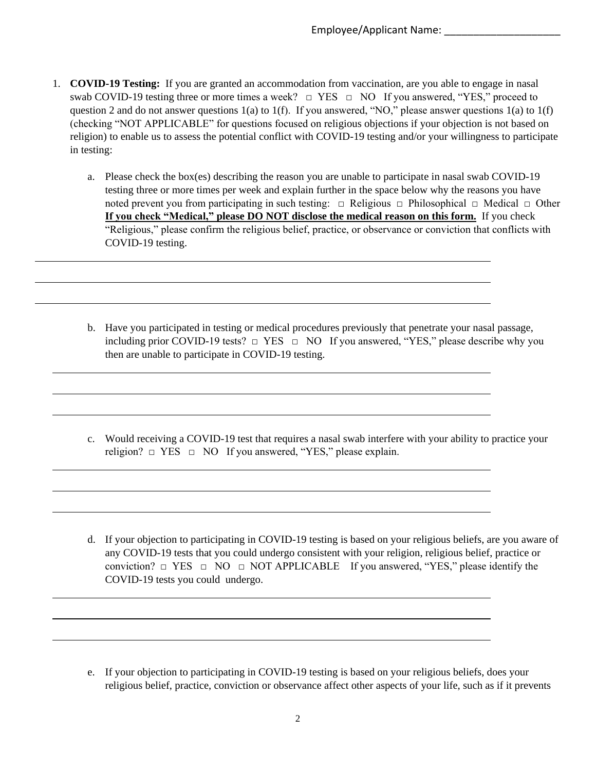Employee/Applicant Name: ____________________

1. **COVID-19 Testing:** If you are granted an accommodation from vaccination, are you able to engage in nasal swab COVID-19 testing three or more times a week? □ YES □ NO If you answered, "YES," proceed to question 2 and do not answer questions 1(a) to 1(f). If you answered, "NO," please answer questions 1(a) to 1(f) (checking "NOT APPLICABLE" for questions focused on religious objections if your objection is not based on religion) to enable us to assess the potential conflict with COVID-19 testing and/or your willingness to participate in testing:

   a. Please check the box(es) describing the reason you are unable to participate in nasal swab COVID-19 testing three or more times per week and explain further in the space below why the reasons you have noted prevent you from participating in such testing: □ Religious □ Philosophical □ Medical □ Other **<u>If you check "Medical," please DO NOT disclose the medical reason on this form.</u>** If you check "Religious," please confirm the religious belief, practice, or observance or conviction that conflicts with COVID-19 testing.

   ______________________________________________________________________________

   ______________________________________________________________________________

   ______________________________________________________________________________

   b. Have you participated in testing or medical procedures previously that penetrate your nasal passage, including prior COVID-19 tests? □ YES □ NO If you answered, "YES," please describe why you then are unable to participate in COVID-19 testing.

   ______________________________________________________________________________

   ______________________________________________________________________________

   ______________________________________________________________________________

   c. Would receiving a COVID-19 test that requires a nasal swab interfere with your ability to practice your religion? □ YES □ NO If you answered, "YES," please explain.

   ______________________________________________________________________________

   ______________________________________________________________________________

   ______________________________________________________________________________

   d. If your objection to participating in COVID-19 testing is based on your religious beliefs, are you aware of any COVID-19 tests that you could undergo consistent with your religion, religious belief, practice or conviction? □ YES □ NO □ NOT APPLICABLE If you answered, "YES," please identify the COVID-19 tests you could undergo.

   ______________________________________________________________________________

   ______________________________________________________________________________

   ______________________________________________________________________________

   e. If your objection to participating in COVID-19 testing is based on your religious beliefs, does your religious belief, practice, conviction or observance affect other aspects of your life, such as if it prevents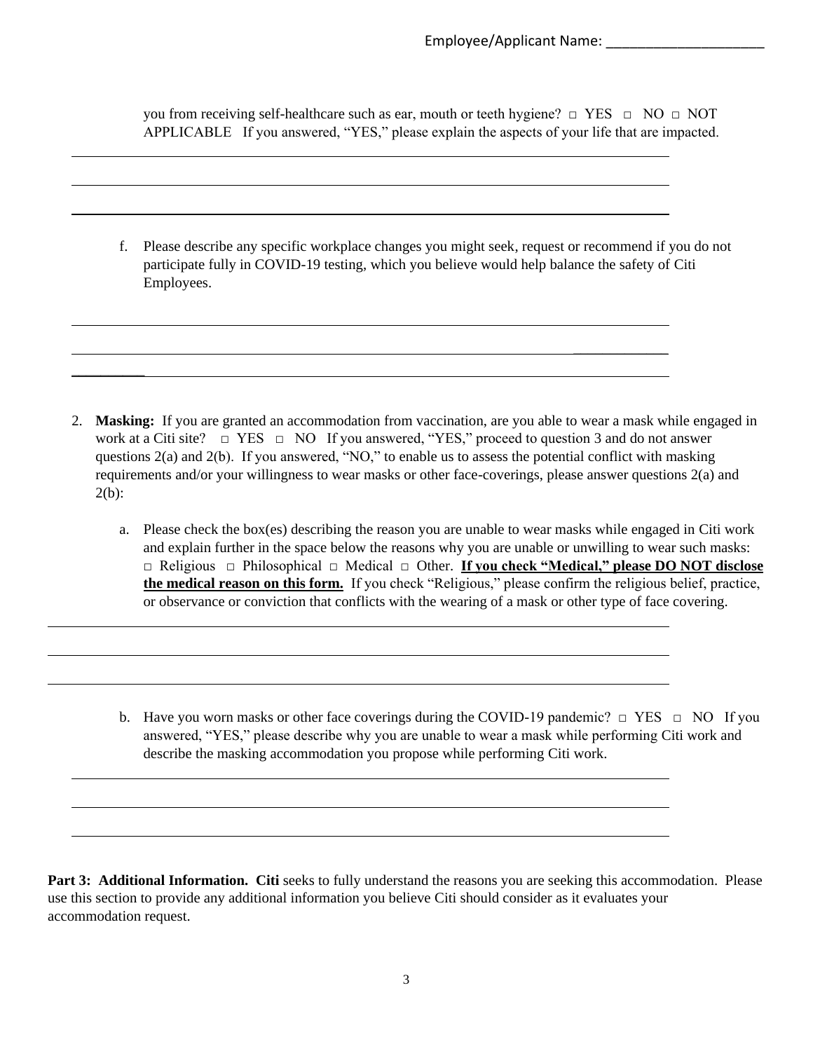Employee/Applicant Name: ____________________

you from receiving self-healthcare such as ear, mouth or teeth hygiene? □ YES □ NO □ NOT APPLICABLE If you answered, "YES," please explain the aspects of your life that are impacted.

______________________________________________________________________________

______________________________________________________________________________

______________________________________________________________________________

f. Please describe any specific workplace changes you might seek, request or recommend if you do not participate fully in COVID-19 testing, which you believe would help balance the safety of Citi Employees.

______________________________________________________________________________

______________________________________________________________________________

______________________________________________________________________________

2. **Masking:** If you are granted an accommodation from vaccination, are you able to wear a mask while engaged in work at a Citi site? □ YES □ NO If you answered, "YES," proceed to question 3 and do not answer questions 2(a) and 2(b). If you answered, "NO," to enable us to assess the potential conflict with masking requirements and/or your willingness to wear masks or other face-coverings, please answer questions 2(a) and 2(b):

   a. Please check the box(es) describing the reason you are unable to wear masks while engaged in Citi work and explain further in the space below the reasons why you are unable or unwilling to wear such masks: □ Religious □ Philosophical □ Medical □ Other. **<u>If you check "Medical," please DO NOT disclose the medical reason on this form.</u>** If you check "Religious," please confirm the religious belief, practice, or observance or conviction that conflicts with the wearing of a mask or other type of face covering.

______________________________________________________________________________

______________________________________________________________________________

______________________________________________________________________________

   b. Have you worn masks or other face coverings during the COVID-19 pandemic? □ YES □ NO If you answered, "YES," please describe why you are unable to wear a mask while performing Citi work and describe the masking accommodation you propose while performing Citi work.

______________________________________________________________________________

______________________________________________________________________________

______________________________________________________________________________

**Part 3: Additional Information. Citi** seeks to fully understand the reasons you are seeking this accommodation. Please use this section to provide any additional information you believe Citi should consider as it evaluates your accommodation request.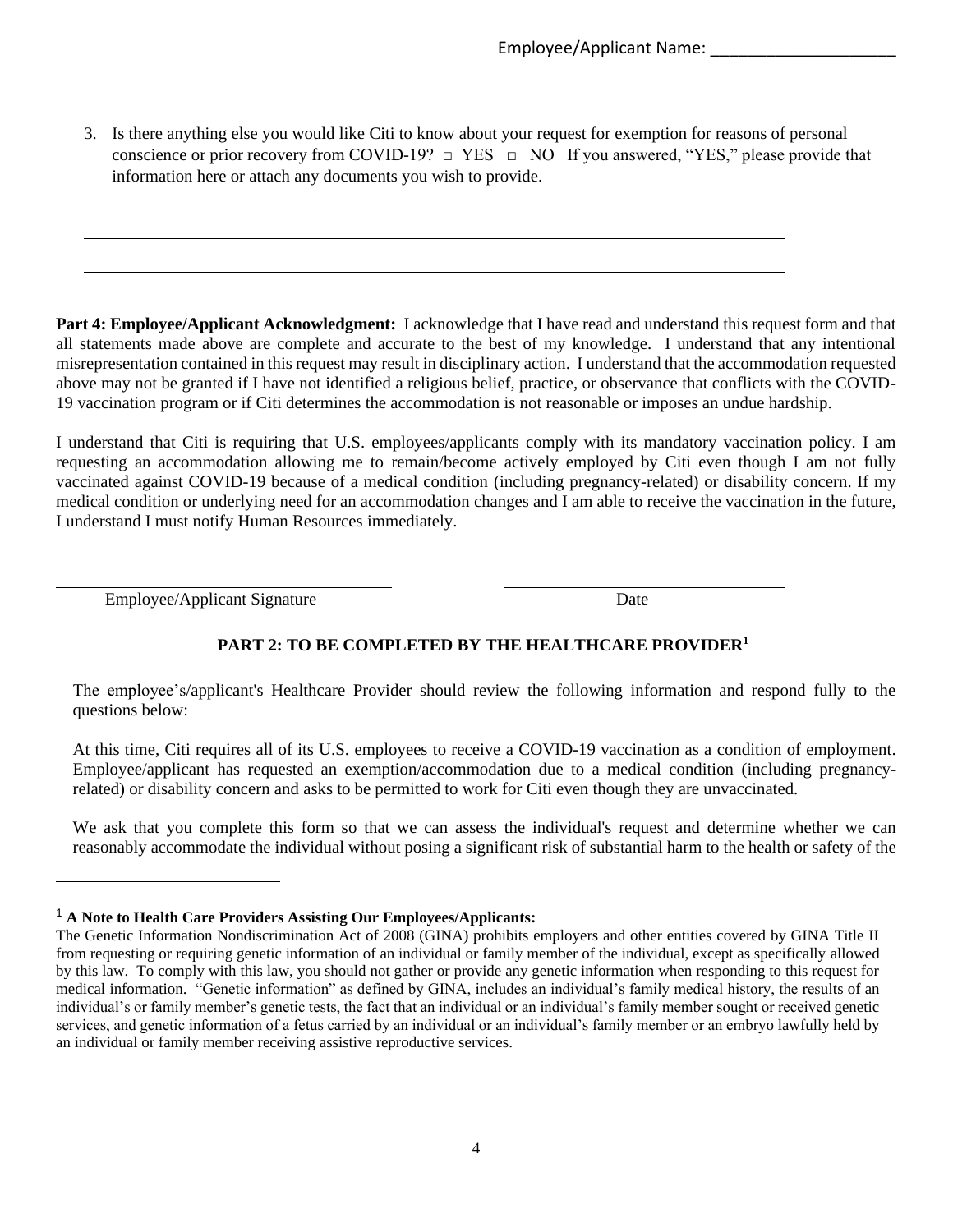Employee/Applicant Name: ____________________

3. Is there anything else you would like Citi to know about your request for exemption for reasons of personal conscience or prior recovery from COVID-19? □ YES □ NO If you answered, "YES," please provide that information here or attach any documents you wish to provide.

_______________________________________________________________________________

_______________________________________________________________________________

_______________________________________________________________________________

**Part 4: Employee/Applicant Acknowledgment:** I acknowledge that I have read and understand this request form and that all statements made above are complete and accurate to the best of my knowledge. I understand that any intentional misrepresentation contained in this request may result in disciplinary action. I understand that the accommodation requested above may not be granted if I have not identified a religious belief, practice, or observance that conflicts with the COVID-19 vaccination program or if Citi determines the accommodation is not reasonable or imposes an undue hardship.

I understand that Citi is requiring that U.S. employees/applicants comply with its mandatory vaccination policy. I am requesting an accommodation allowing me to remain/become actively employed by Citi even though I am not fully vaccinated against COVID-19 because of a medical condition (including pregnancy-related) or disability concern. If my medical condition or underlying need for an accommodation changes and I am able to receive the vaccination in the future, I understand I must notify Human Resources immediately.

_______________________________ _______________________________

Employee/Applicant Signature Date

## PART 2: TO BE COMPLETED BY THE HEALTHCARE PROVIDER[1]

The employee's/applicant's Healthcare Provider should review the following information and respond fully to the questions below:

At this time, Citi requires all of its U.S. employees to receive a COVID-19 vaccination as a condition of employment. Employee/applicant has requested an exemption/accommodation due to a medical condition (including pregnancy-related) or disability concern and asks to be permitted to work for Citi even though they are unvaccinated.

We ask that you complete this form so that we can assess the individual's request and determine whether we can reasonably accommodate the individual without posing a significant risk of substantial harm to the health or safety of the

---

[1] **A Note to Health Care Providers Assisting Our Employees/Applicants:**
The Genetic Information Nondiscrimination Act of 2008 (GINA) prohibits employers and other entities covered by GINA Title II from requesting or requiring genetic information of an individual or family member of the individual, except as specifically allowed by this law. To comply with this law, you should not gather or provide any genetic information when responding to this request for medical information. "Genetic information" as defined by GINA, includes an individual's family medical history, the results of an individual's or family member's genetic tests, the fact that an individual or an individual's family member sought or received genetic services, and genetic information of a fetus carried by an individual or an individual's family member or an embryo lawfully held by an individual or family member receiving assistive reproductive services.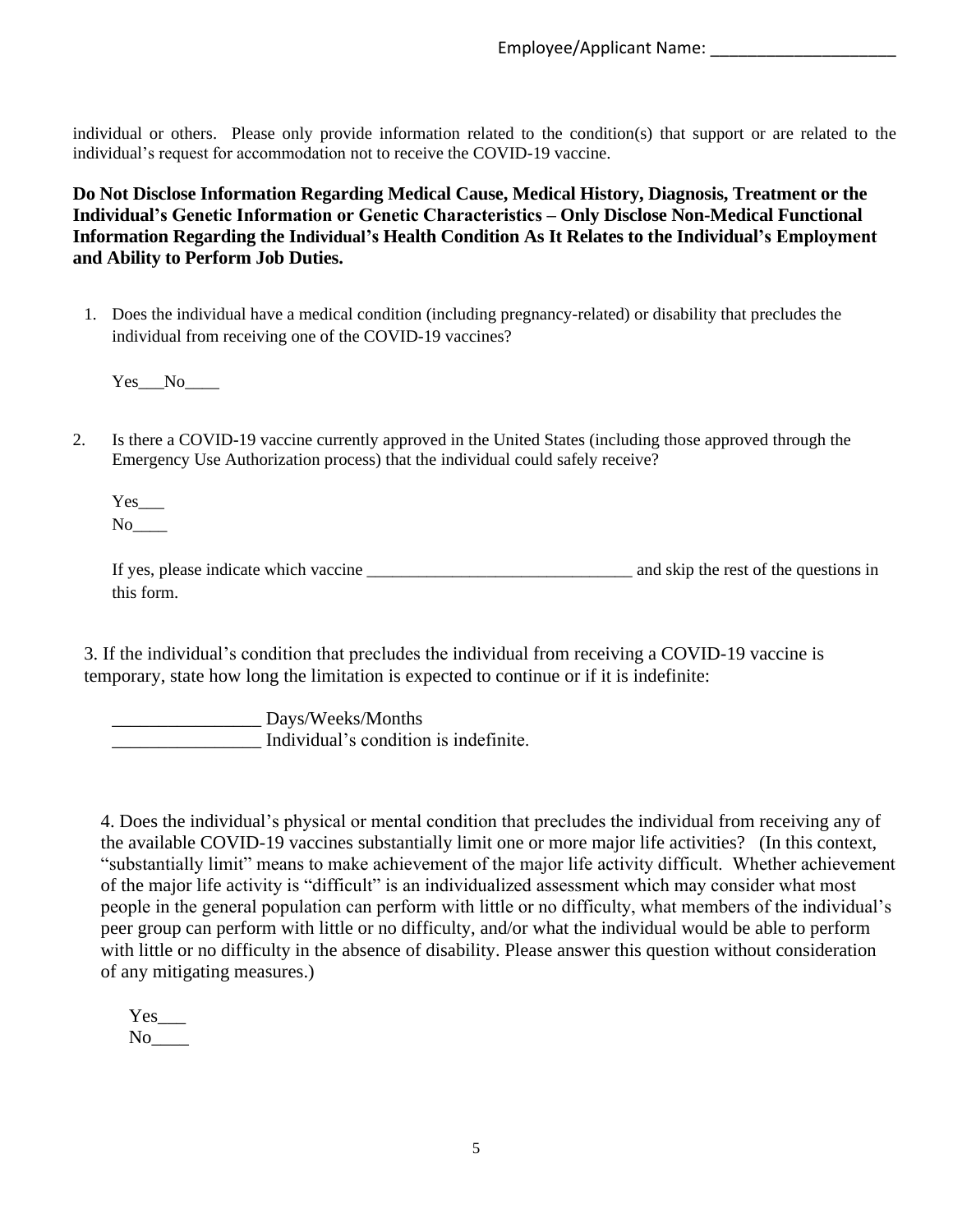Employee/Applicant Name: ____________________

individual or others. Please only provide information related to the condition(s) that support or are related to the individual's request for accommodation not to receive the COVID-19 vaccine.

**Do Not Disclose Information Regarding Medical Cause, Medical History, Diagnosis, Treatment or the Individual's Genetic Information or Genetic Characteristics – Only Disclose Non-Medical Functional Information Regarding the Individual's Health Condition As It Relates to the Individual's Employment and Ability to Perform Job Duties.**

1. Does the individual have a medical condition (including pregnancy-related) or disability that precludes the individual from receiving one of the COVID-19 vaccines?

   Yes___No____

2. Is there a COVID-19 vaccine currently approved in the United States (including those approved through the Emergency Use Authorization process) that the individual could safely receive?

   Yes___
   No____

   If yes, please indicate which vaccine _______________________________ and skip the rest of the questions in this form.

3. If the individual's condition that precludes the individual from receiving a COVID-19 vaccine is temporary, state how long the limitation is expected to continue or if it is indefinite:

   ________________ Days/Weeks/Months
   ________________ Individual's condition is indefinite.

4. Does the individual's physical or mental condition that precludes the individual from receiving any of the available COVID-19 vaccines substantially limit one or more major life activities? (In this context, "substantially limit" means to make achievement of the major life activity difficult. Whether achievement of the major life activity is "difficult" is an individualized assessment which may consider what most people in the general population can perform with little or no difficulty, what members of the individual's peer group can perform with little or no difficulty, and/or what the individual would be able to perform with little or no difficulty in the absence of disability. Please answer this question without consideration of any mitigating measures.)

   Yes___
   No____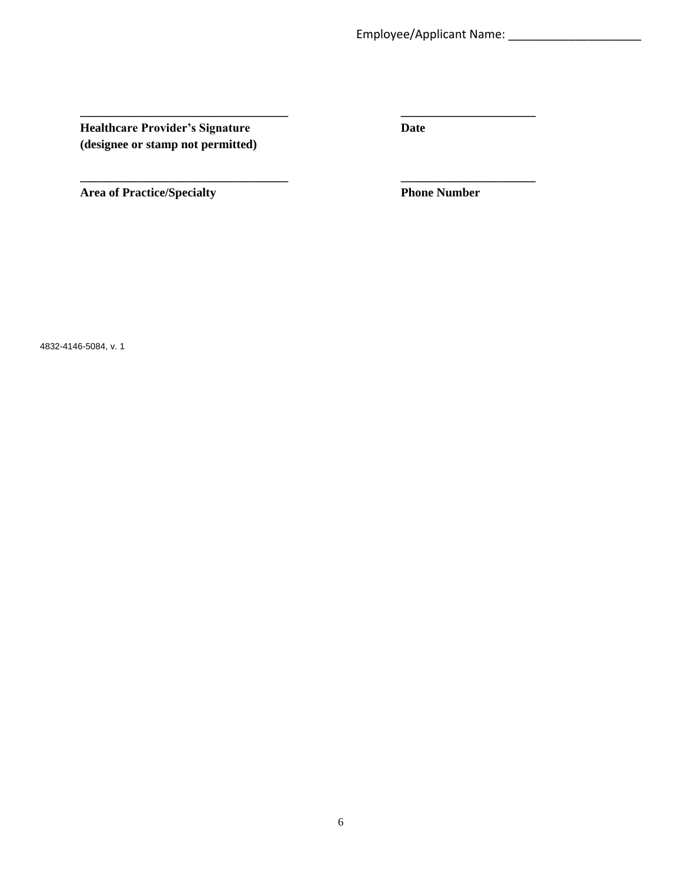Employee/Applicant Name: ____________________

| | |
|---|---|
| ______________________________ | ____________________ |
| **Healthcare Provider's Signature** **(designee or stamp not permitted)** | **Date** |
| ______________________________ | ____________________ |
| **Area of Practice/Specialty** | **Phone Number** |

4832-4146-5084, v. 1